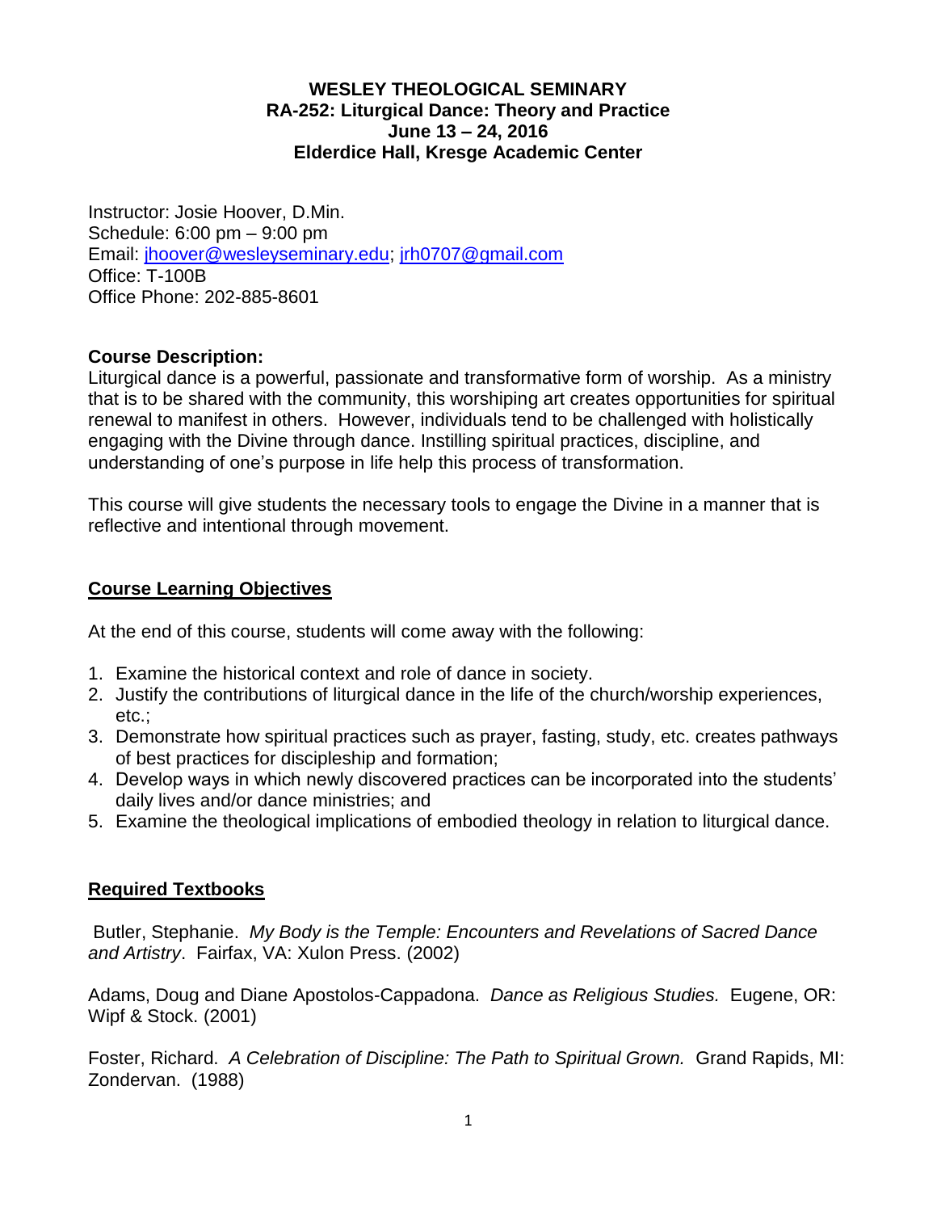**WESLEY THEOLOGICAL SEMINARY**
**RA-252: Liturgical Dance: Theory and Practice**
**June 13 – 24, 2016**
**Elderdice Hall, Kresge Academic Center**

Instructor: Josie Hoover, D.Min.
Schedule: 6:00 pm – 9:00 pm
Email: jhoover@wesleyseminary.edu; jrh0707@gmail.com
Office: T-100B
Office Phone: 202-885-8601

**Course Description:**
Liturgical dance is a powerful, passionate and transformative form of worship. As a ministry that is to be shared with the community, this worshiping art creates opportunities for spiritual renewal to manifest in others. However, individuals tend to be challenged with holistically engaging with the Divine through dance. Instilling spiritual practices, discipline, and understanding of one's purpose in life help this process of transformation.

This course will give students the necessary tools to engage the Divine in a manner that is reflective and intentional through movement.

## Course Learning Objectives

At the end of this course, students will come away with the following:

1. Examine the historical context and role of dance in society.
2. Justify the contributions of liturgical dance in the life of the church/worship experiences, etc.;
3. Demonstrate how spiritual practices such as prayer, fasting, study, etc. creates pathways of best practices for discipleship and formation;
4. Develop ways in which newly discovered practices can be incorporated into the students' daily lives and/or dance ministries; and
5. Examine the theological implications of embodied theology in relation to liturgical dance.

## Required Textbooks

Butler, Stephanie. *My Body is the Temple: Encounters and Revelations of Sacred Dance and Artistry*. Fairfax, VA: Xulon Press. (2002)

Adams, Doug and Diane Apostolos-Cappadona. *Dance as Religious Studies.* Eugene, OR: Wipf & Stock. (2001)

Foster, Richard. *A Celebration of Discipline: The Path to Spiritual Grown.* Grand Rapids, MI: Zondervan. (1988)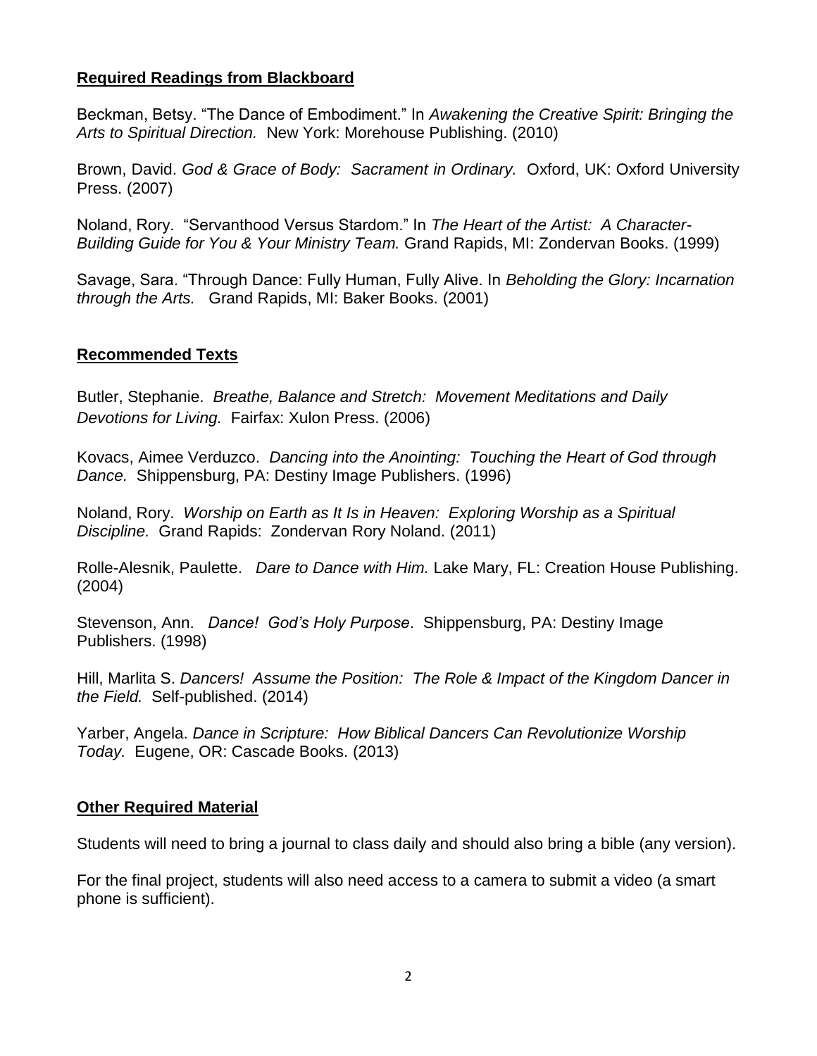**Required Readings from Blackboard**

Beckman, Betsy. "The Dance of Embodiment." In *Awakening the Creative Spirit: Bringing the Arts to Spiritual Direction.* New York: Morehouse Publishing. (2010)

Brown, David. *God & Grace of Body: Sacrament in Ordinary.* Oxford, UK: Oxford University Press. (2007)

Noland, Rory. "Servanthood Versus Stardom." In *The Heart of the Artist: A Character-Building Guide for You & Your Ministry Team.* Grand Rapids, MI: Zondervan Books. (1999)

Savage, Sara. "Through Dance: Fully Human, Fully Alive. In *Beholding the Glory: Incarnation through the Arts.* Grand Rapids, MI: Baker Books. (2001)

**Recommended Texts**

Butler, Stephanie. *Breathe, Balance and Stretch: Movement Meditations and Daily Devotions for Living.* Fairfax: Xulon Press. (2006)

Kovacs, Aimee Verduzco. *Dancing into the Anointing: Touching the Heart of God through Dance.* Shippensburg, PA: Destiny Image Publishers. (1996)

Noland, Rory. *Worship on Earth as It Is in Heaven: Exploring Worship as a Spiritual Discipline.* Grand Rapids: Zondervan Rory Noland. (2011)

Rolle-Alesnik, Paulette. *Dare to Dance with Him.* Lake Mary, FL: Creation House Publishing. (2004)

Stevenson, Ann. *Dance! God's Holy Purpose*. Shippensburg, PA: Destiny Image Publishers. (1998)

Hill, Marlita S. *Dancers! Assume the Position: The Role & Impact of the Kingdom Dancer in the Field.* Self-published. (2014)

Yarber, Angela. *Dance in Scripture: How Biblical Dancers Can Revolutionize Worship Today.* Eugene, OR: Cascade Books. (2013)

**Other Required Material**

Students will need to bring a journal to class daily and should also bring a bible (any version).

For the final project, students will also need access to a camera to submit a video (a smart phone is sufficient).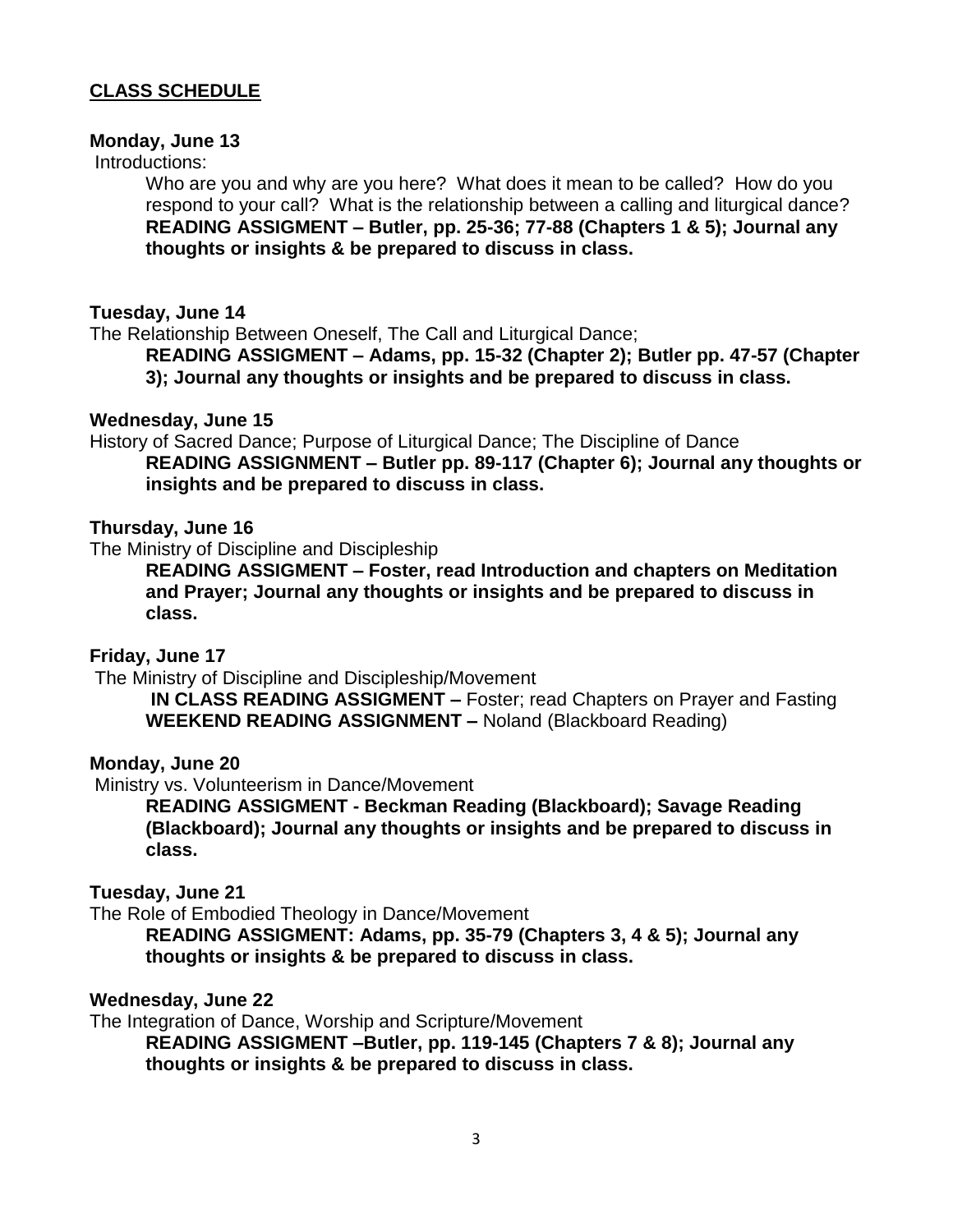## CLASS SCHEDULE

**Monday, June 13**

Introductions:

Who are you and why are you here? What does it mean to be called? How do you respond to your call? What is the relationship between a calling and liturgical dance?
**READING ASSIGMENT – Butler, pp. 25-36; 77-88 (Chapters 1 & 5); Journal any thoughts or insights & be prepared to discuss in class.**

**Tuesday, June 14**

The Relationship Between Oneself, The Call and Liturgical Dance;

**READING ASSIGMENT – Adams, pp. 15-32 (Chapter 2); Butler pp. 47-57 (Chapter 3); Journal any thoughts or insights and be prepared to discuss in class.**

**Wednesday, June 15**

History of Sacred Dance; Purpose of Liturgical Dance; The Discipline of Dance

**READING ASSIGNMENT – Butler pp. 89-117 (Chapter 6); Journal any thoughts or insights and be prepared to discuss in class.**

**Thursday, June 16**

The Ministry of Discipline and Discipleship

**READING ASSIGMENT – Foster, read Introduction and chapters on Meditation and Prayer; Journal any thoughts or insights and be prepared to discuss in class.**

**Friday, June 17**

The Ministry of Discipline and Discipleship/Movement

**IN CLASS READING ASSIGMENT –** Foster; read Chapters on Prayer and Fasting
**WEEKEND READING ASSIGNMENT –** Noland (Blackboard Reading)

**Monday, June 20**

Ministry vs. Volunteerism in Dance/Movement

**READING ASSIGMENT - Beckman Reading (Blackboard); Savage Reading (Blackboard); Journal any thoughts or insights and be prepared to discuss in class.**

**Tuesday, June 21**

The Role of Embodied Theology in Dance/Movement

**READING ASSIGMENT: Adams, pp. 35-79 (Chapters 3, 4 & 5); Journal any thoughts or insights & be prepared to discuss in class.**

**Wednesday, June 22**

The Integration of Dance, Worship and Scripture/Movement

**READING ASSIGMENT –Butler, pp. 119-145 (Chapters 7 & 8); Journal any thoughts or insights & be prepared to discuss in class.**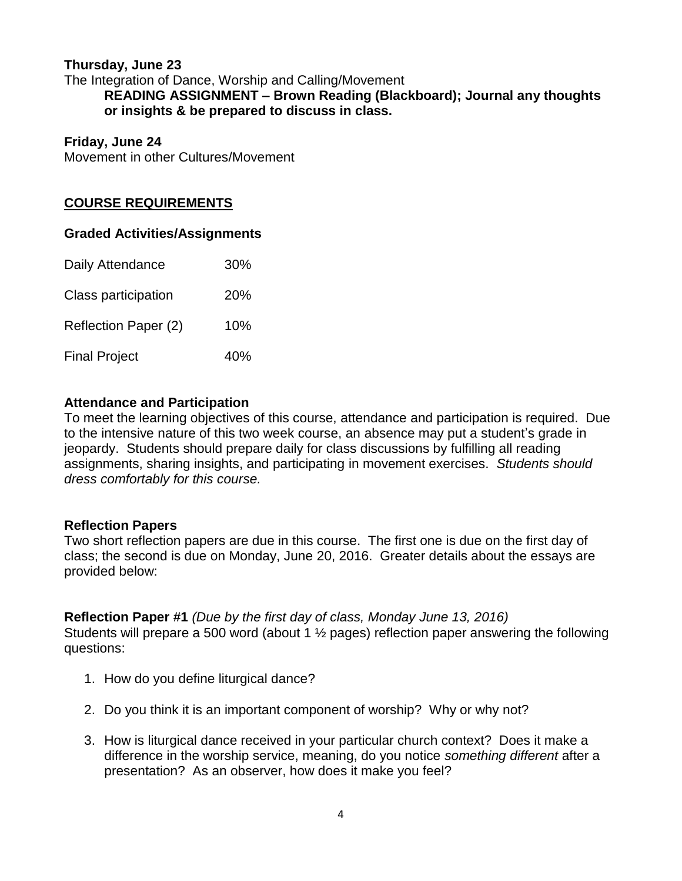**Thursday, June 23**

The Integration of Dance, Worship and Calling/Movement

**READING ASSIGNMENT – Brown Reading (Blackboard); Journal any thoughts or insights & be prepared to discuss in class.**

**Friday, June 24**

Movement in other Cultures/Movement

## COURSE REQUIREMENTS

### Graded Activities/Assignments

| Activity | Weight |
| --- | --- |
| Daily Attendance | 30% |
| Class participation | 20% |
| Reflection Paper (2) | 10% |
| Final Project | 40% |

### Attendance and Participation

To meet the learning objectives of this course, attendance and participation is required. Due to the intensive nature of this two week course, an absence may put a student's grade in jeopardy. Students should prepare daily for class discussions by fulfilling all reading assignments, sharing insights, and participating in movement exercises. *Students should dress comfortably for this course.*

### Reflection Papers

Two short reflection papers are due in this course. The first one is due on the first day of class; the second is due on Monday, June 20, 2016. Greater details about the essays are provided below:

**Reflection Paper #1** *(Due by the first day of class, Monday June 13, 2016)*

Students will prepare a 500 word (about 1 ½ pages) reflection paper answering the following questions:

1. How do you define liturgical dance?
2. Do you think it is an important component of worship? Why or why not?
3. How is liturgical dance received in your particular church context? Does it make a difference in the worship service, meaning, do you notice *something different* after a presentation? As an observer, how does it make you feel?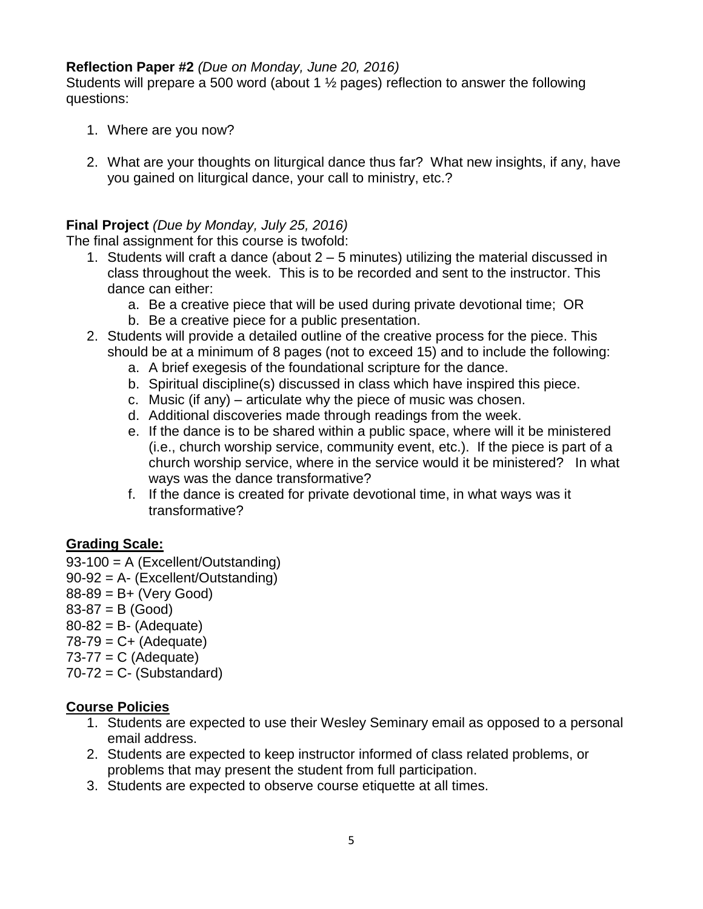**Reflection Paper #2** *(Due on Monday, June 20, 2016)*
Students will prepare a 500 word (about 1 ½ pages) reflection to answer the following questions:

1. Where are you now?

2. What are your thoughts on liturgical dance thus far? What new insights, if any, have you gained on liturgical dance, your call to ministry, etc.?

**Final Project** *(Due by Monday, July 25, 2016)*
The final assignment for this course is twofold:

1. Students will craft a dance (about 2 – 5 minutes) utilizing the material discussed in class throughout the week. This is to be recorded and sent to the instructor. This dance can either:
   a. Be a creative piece that will be used during private devotional time; OR
   b. Be a creative piece for a public presentation.
2. Students will provide a detailed outline of the creative process for the piece. This should be at a minimum of 8 pages (not to exceed 15) and to include the following:
   a. A brief exegesis of the foundational scripture for the dance.
   b. Spiritual discipline(s) discussed in class which have inspired this piece.
   c. Music (if any) – articulate why the piece of music was chosen.
   d. Additional discoveries made through readings from the week.
   e. If the dance is to be shared within a public space, where will it be ministered (i.e., church worship service, community event, etc.). If the piece is part of a church worship service, where in the service would it be ministered? In what ways was the dance transformative?
   f. If the dance is created for private devotional time, in what ways was it transformative?

## Grading Scale:

93-100 = A (Excellent/Outstanding)
90-92 = A- (Excellent/Outstanding)
88-89 = B+ (Very Good)
83-87 = B (Good)
80-82 = B- (Adequate)
78-79 = C+ (Adequate)
73-77 = C (Adequate)
70-72 = C- (Substandard)

## Course Policies

1. Students are expected to use their Wesley Seminary email as opposed to a personal email address.
2. Students are expected to keep instructor informed of class related problems, or problems that may present the student from full participation.
3. Students are expected to observe course etiquette at all times.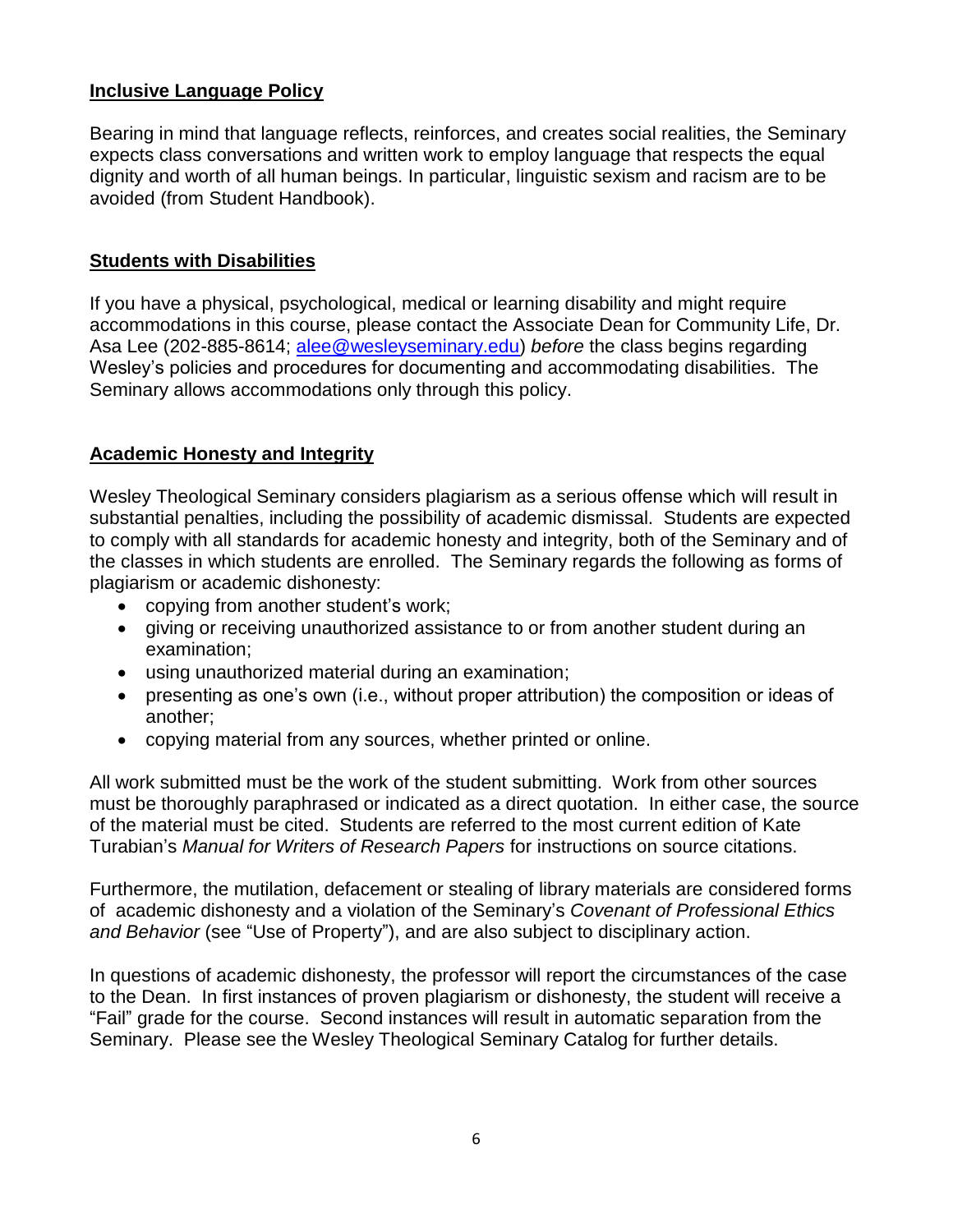## **Inclusive Language Policy**

Bearing in mind that language reflects, reinforces, and creates social realities, the Seminary expects class conversations and written work to employ language that respects the equal dignity and worth of all human beings. In particular, linguistic sexism and racism are to be avoided (from Student Handbook).

## **Students with Disabilities**

If you have a physical, psychological, medical or learning disability and might require accommodations in this course, please contact the Associate Dean for Community Life, Dr. Asa Lee (202-885-8614; alee@wesleyseminary.edu) *before* the class begins regarding Wesley's policies and procedures for documenting and accommodating disabilities. The Seminary allows accommodations only through this policy.

## **Academic Honesty and Integrity**

Wesley Theological Seminary considers plagiarism as a serious offense which will result in substantial penalties, including the possibility of academic dismissal. Students are expected to comply with all standards for academic honesty and integrity, both of the Seminary and of the classes in which students are enrolled. The Seminary regards the following as forms of plagiarism or academic dishonesty:

- copying from another student's work;
- giving or receiving unauthorized assistance to or from another student during an examination;
- using unauthorized material during an examination;
- presenting as one's own (i.e., without proper attribution) the composition or ideas of another;
- copying material from any sources, whether printed or online.

All work submitted must be the work of the student submitting. Work from other sources must be thoroughly paraphrased or indicated as a direct quotation. In either case, the source of the material must be cited. Students are referred to the most current edition of Kate Turabian's *Manual for Writers of Research Papers* for instructions on source citations.

Furthermore, the mutilation, defacement or stealing of library materials are considered forms of academic dishonesty and a violation of the Seminary's *Covenant of Professional Ethics and Behavior* (see "Use of Property"), and are also subject to disciplinary action.

In questions of academic dishonesty, the professor will report the circumstances of the case to the Dean. In first instances of proven plagiarism or dishonesty, the student will receive a "Fail" grade for the course. Second instances will result in automatic separation from the Seminary. Please see the Wesley Theological Seminary Catalog for further details.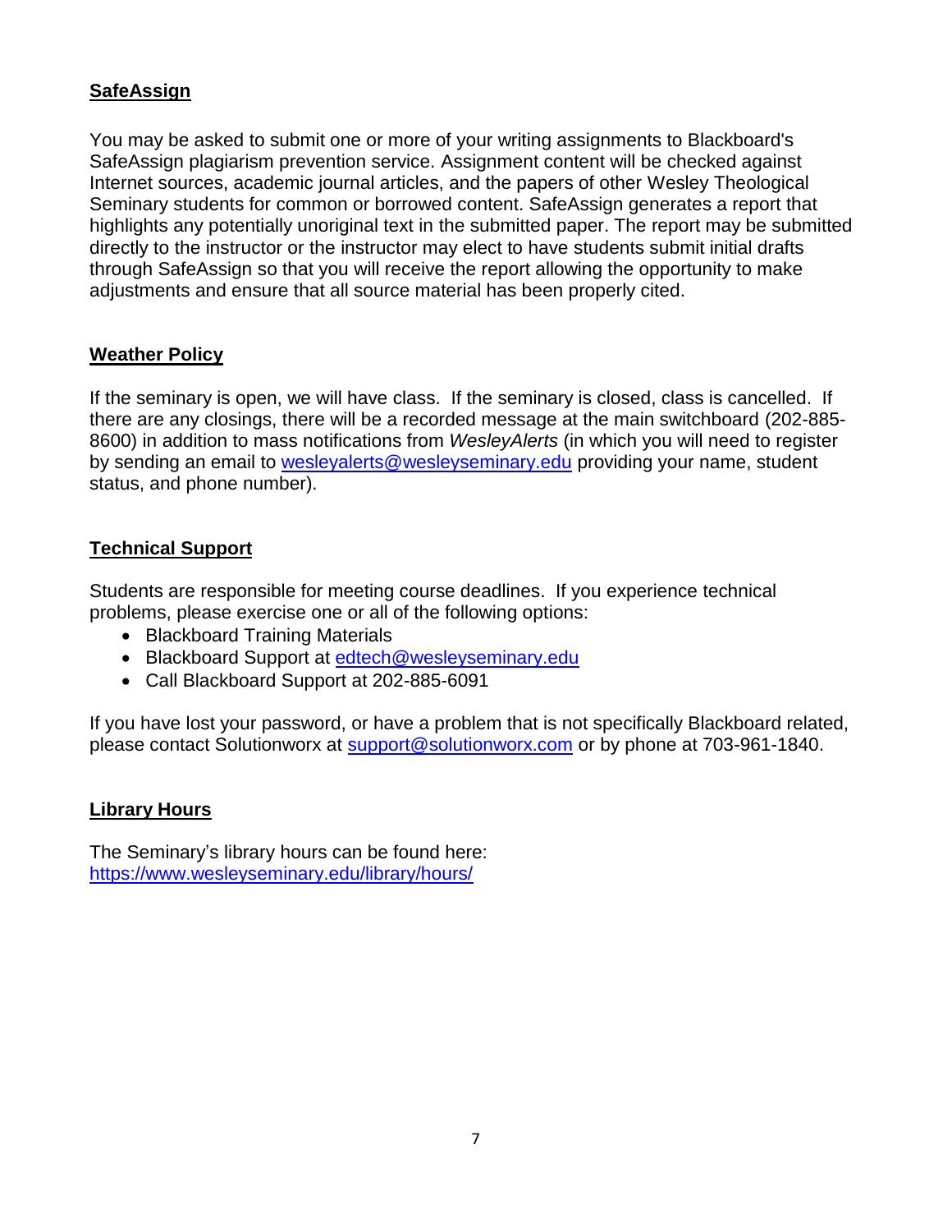## SafeAssign

You may be asked to submit one or more of your writing assignments to Blackboard's SafeAssign plagiarism prevention service. Assignment content will be checked against Internet sources, academic journal articles, and the papers of other Wesley Theological Seminary students for common or borrowed content. SafeAssign generates a report that highlights any potentially unoriginal text in the submitted paper. The report may be submitted directly to the instructor or the instructor may elect to have students submit initial drafts through SafeAssign so that you will receive the report allowing the opportunity to make adjustments and ensure that all source material has been properly cited.

## Weather Policy

If the seminary is open, we will have class. If the seminary is closed, class is cancelled. If there are any closings, there will be a recorded message at the main switchboard (202-885-8600) in addition to mass notifications from *WesleyAlerts* (in which you will need to register by sending an email to wesleyalerts@wesleyseminary.edu providing your name, student status, and phone number).

## Technical Support

Students are responsible for meeting course deadlines. If you experience technical problems, please exercise one or all of the following options:

- Blackboard Training Materials
- Blackboard Support at edtech@wesleyseminary.edu
- Call Blackboard Support at 202-885-6091

If you have lost your password, or have a problem that is not specifically Blackboard related, please contact Solutionworx at support@solutionworx.com or by phone at 703-961-1840.

## Library Hours

The Seminary's library hours can be found here:
https://www.wesleyseminary.edu/library/hours/